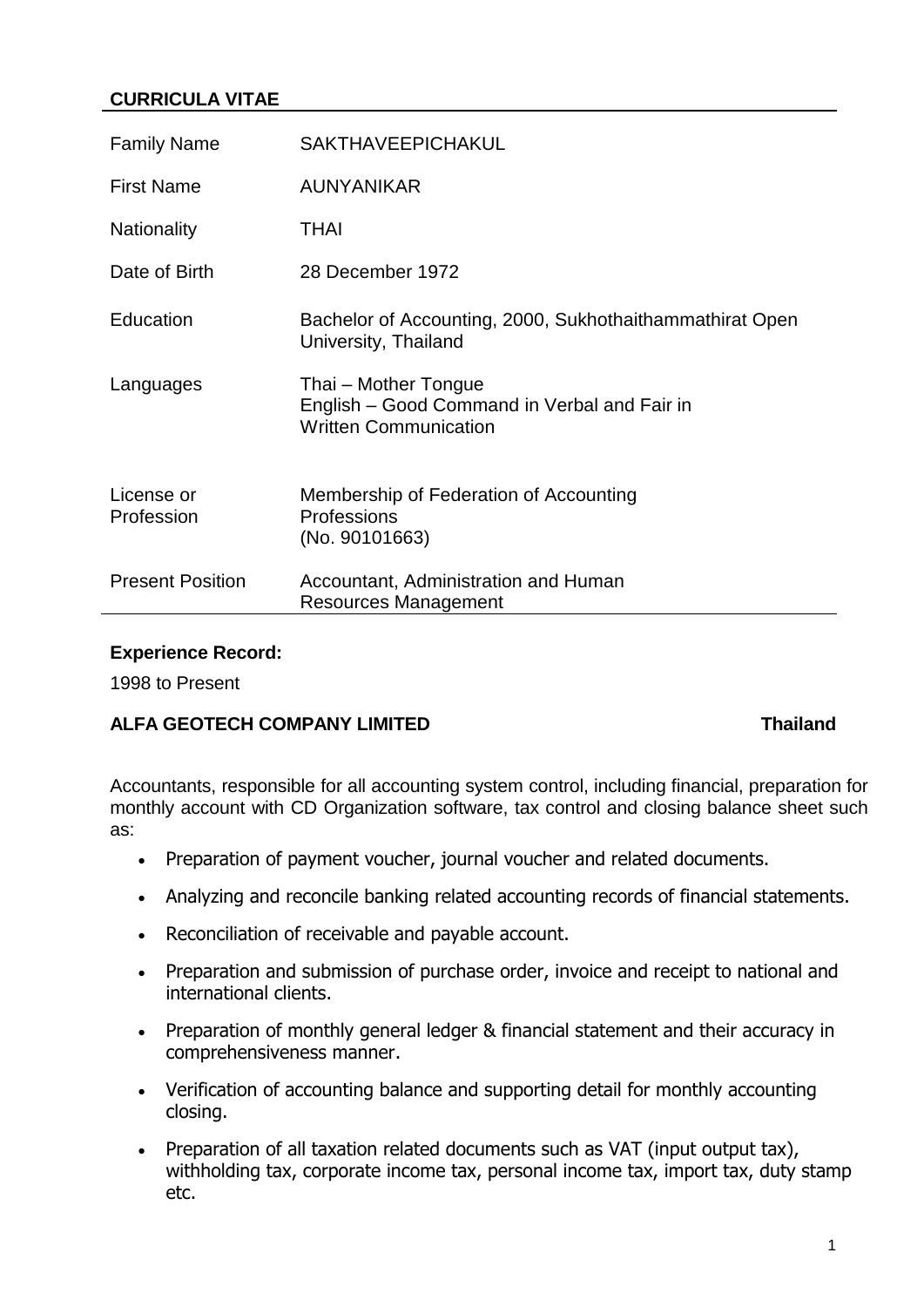## CURRICULA VITAE

| | |
|---|---|
| Family Name | SAKTHAVEEPICHAKUL |
| First Name | AUNYANIKAR |
| Nationality | THAI |
| Date of Birth | 28 December 1972 |
| Education | Bachelor of Accounting, 2000, Sukhothaithammathirat Open University, Thailand |
| Languages | Thai – Mother Tongue<br>English – Good Command in Verbal and Fair in Written Communication |
| License or Profession | Membership of Federation of Accounting Professions (No. 90101663) |
| Present Position | Accountant, Administration and Human Resources Management |

**Experience Record:**

1998 to Present

**ALFA GEOTECH COMPANY LIMITED** **Thailand**

Accountants, responsible for all accounting system control, including financial, preparation for monthly account with CD Organization software, tax control and closing balance sheet such as:

- Preparation of payment voucher, journal voucher and related documents.
- Analyzing and reconcile banking related accounting records of financial statements.
- Reconciliation of receivable and payable account.
- Preparation and submission of purchase order, invoice and receipt to national and international clients.
- Preparation of monthly general ledger & financial statement and their accuracy in comprehensiveness manner.
- Verification of accounting balance and supporting detail for monthly accounting closing.
- Preparation of all taxation related documents such as VAT (input output tax), withholding tax, corporate income tax, personal income tax, import tax, duty stamp etc.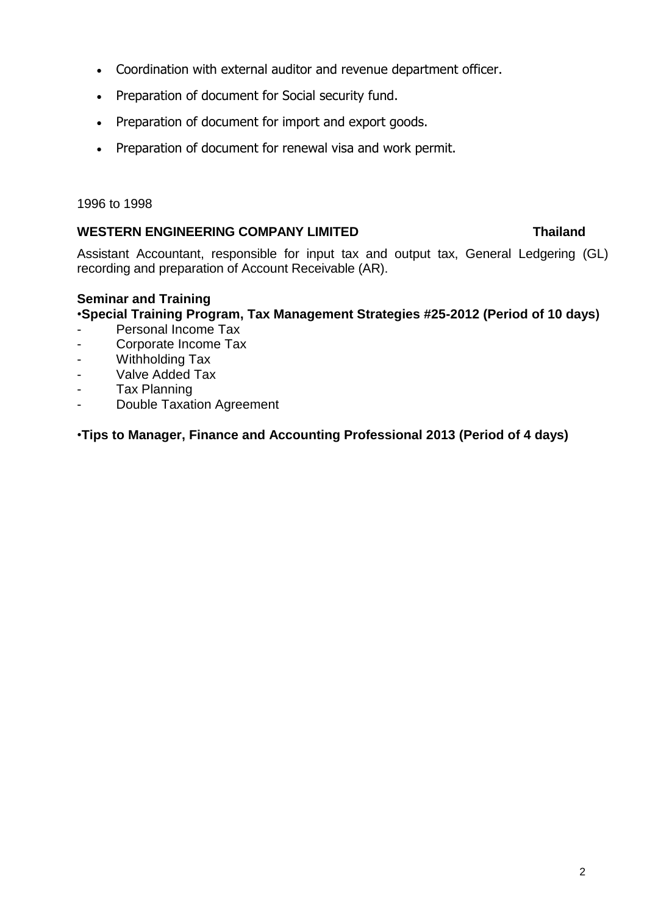- Coordination with external auditor and revenue department officer.
- Preparation of document for Social security fund.
- Preparation of document for import and export goods.
- Preparation of document for renewal visa and work permit.

1996 to 1998

**WESTERN ENGINEERING COMPANY LIMITED** **Thailand**

Assistant Accountant, responsible for input tax and output tax, General Ledgering (GL) recording and preparation of Account Receivable (AR).

**Seminar and Training**

•**Special Training Program, Tax Management Strategies #25-2012 (Period of 10 days)**

- Personal Income Tax
- Corporate Income Tax
- Withholding Tax
- Valve Added Tax
- Tax Planning
- Double Taxation Agreement

•**Tips to Manager, Finance and Accounting Professional 2013 (Period of 4 days)**